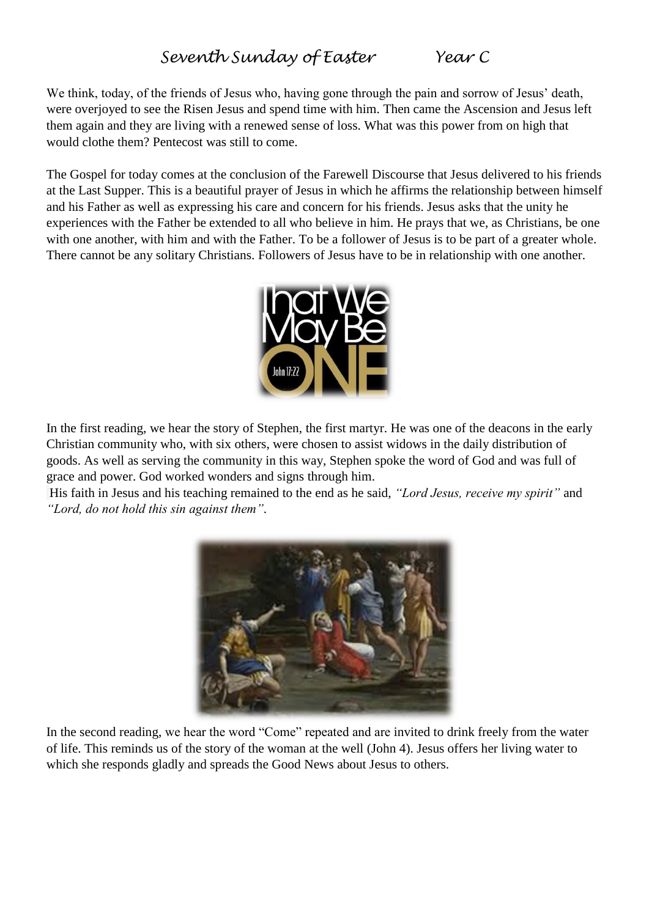# *Seventh Sunday of Easter Year C*

We think, today, of the friends of Jesus who, having gone through the pain and sorrow of Jesus' death, were overjoyed to see the Risen Jesus and spend time with him. Then came the Ascension and Jesus left them again and they are living with a renewed sense of loss. What was this power from on high that would clothe them? Pentecost was still to come.

The Gospel for today comes at the conclusion of the Farewell Discourse that Jesus delivered to his friends at the Last Supper. This is a beautiful prayer of Jesus in which he affirms the relationship between himself and his Father as well as expressing his care and concern for his friends. Jesus asks that the unity he experiences with the Father be extended to all who believe in him. He prays that we, as Christians, be one with one another, with him and with the Father. To be a follower of Jesus is to be part of a greater whole. There cannot be any solitary Christians. Followers of Jesus have to be in relationship with one another.

In the first reading, we hear the story of Stephen, the first martyr. He was one of the deacons in the early Christian community who, with six others, were chosen to assist widows in the daily distribution of goods. As well as serving the community in this way, Stephen spoke the word of God and was full of grace and power. God worked wonders and signs through him.
His faith in Jesus and his teaching remained to the end as he said, *"Lord Jesus, receive my spirit"* and *"Lord, do not hold this sin against them"*.

In the second reading, we hear the word "Come" repeated and are invited to drink freely from the water of life. This reminds us of the story of the woman at the well (John 4). Jesus offers her living water to which she responds gladly and spreads the Good News about Jesus to others.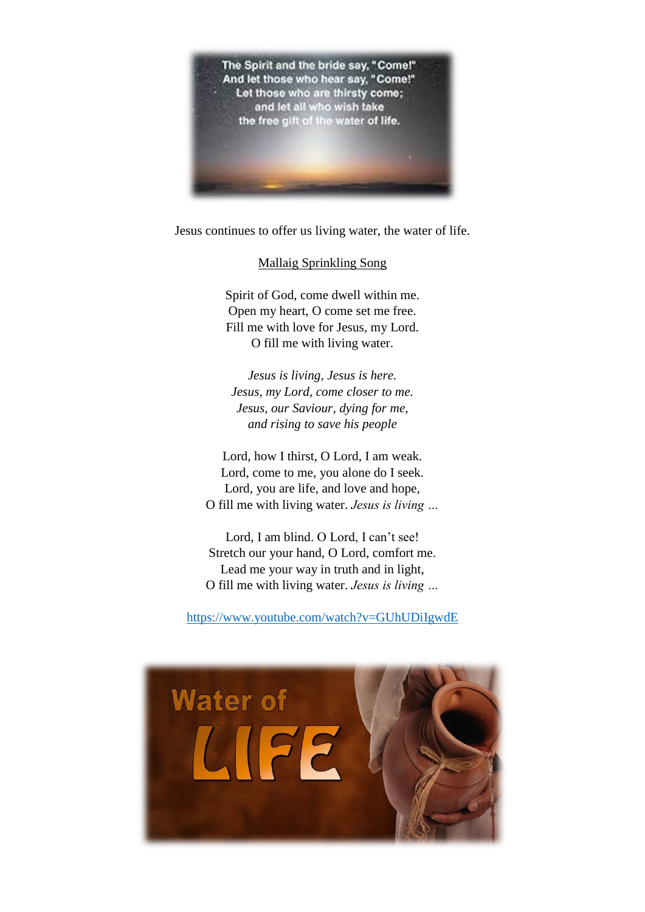The Spirit and the bride say, "Come!"
And let those who hear say, "Come!"
Let those who are thirsty come;
and let all who wish take
the free gift of the water of life.

Jesus continues to offer us living water, the water of life.

Mallaig Sprinkling Song

Spirit of God, come dwell within me.
Open my heart, O come set me free.
Fill me with love for Jesus, my Lord.
O fill me with living water.

*Jesus is living, Jesus is here.*
*Jesus, my Lord, come closer to me.*
*Jesus, our Saviour, dying for me,*
*and rising to save his people*

Lord, how I thirst, O Lord, I am weak.
Lord, come to me, you alone do I seek.
Lord, you are life, and love and hope,
O fill me with living water. *Jesus is living …*

Lord, I am blind. O Lord, I can't see!
Stretch our your hand, O Lord, comfort me.
Lead me your way in truth and in light,
O fill me with living water. *Jesus is living …*

https://www.youtube.com/watch?v=GUhUDiIgwdE

Water of LIFE